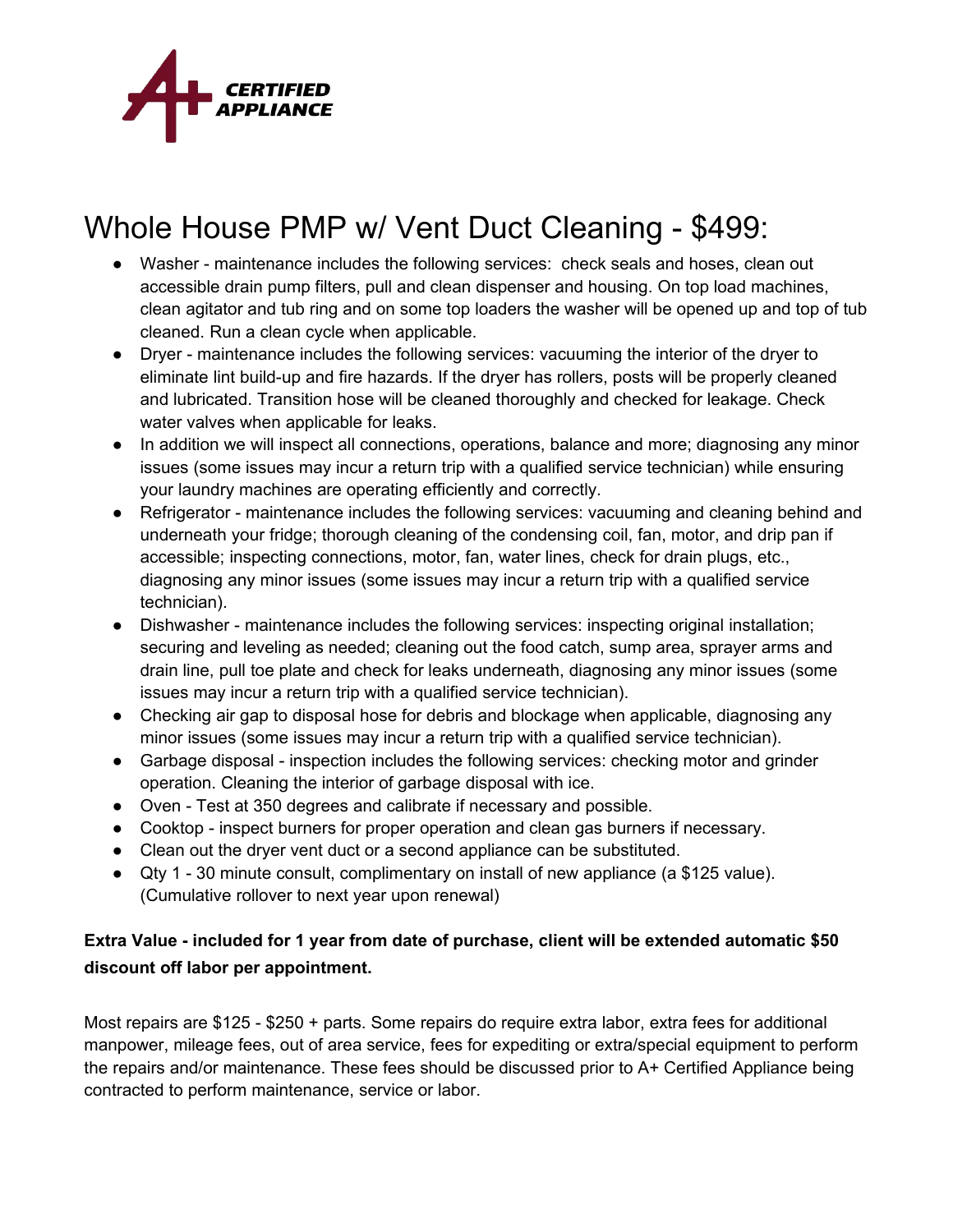A+ CERTIFIED APPLIANCE

# Whole House PMP w/ Vent Duct Cleaning - $499:

- Washer - maintenance includes the following services: check seals and hoses, clean out accessible drain pump filters, pull and clean dispenser and housing. On top load machines, clean agitator and tub ring and on some top loaders the washer will be opened up and top of tub cleaned. Run a clean cycle when applicable.
- Dryer - maintenance includes the following services: vacuuming the interior of the dryer to eliminate lint build-up and fire hazards. If the dryer has rollers, posts will be properly cleaned and lubricated. Transition hose will be cleaned thoroughly and checked for leakage. Check water valves when applicable for leaks.
- In addition we will inspect all connections, operations, balance and more; diagnosing any minor issues (some issues may incur a return trip with a qualified service technician) while ensuring your laundry machines are operating efficiently and correctly.
- Refrigerator - maintenance includes the following services: vacuuming and cleaning behind and underneath your fridge; thorough cleaning of the condensing coil, fan, motor, and drip pan if accessible; inspecting connections, motor, fan, water lines, check for drain plugs, etc., diagnosing any minor issues (some issues may incur a return trip with a qualified service technician).
- Dishwasher - maintenance includes the following services: inspecting original installation; securing and leveling as needed; cleaning out the food catch, sump area, sprayer arms and drain line, pull toe plate and check for leaks underneath, diagnosing any minor issues (some issues may incur a return trip with a qualified service technician).
- Checking air gap to disposal hose for debris and blockage when applicable, diagnosing any minor issues (some issues may incur a return trip with a qualified service technician).
- Garbage disposal - inspection includes the following services: checking motor and grinder operation. Cleaning the interior of garbage disposal with ice.
- Oven - Test at 350 degrees and calibrate if necessary and possible.
- Cooktop - inspect burners for proper operation and clean gas burners if necessary.
- Clean out the dryer vent duct or a second appliance can be substituted.
- Qty 1 - 30 minute consult, complimentary on install of new appliance (a $125 value). (Cumulative rollover to next year upon renewal)

**Extra Value - included for 1 year from date of purchase, client will be extended automatic $50 discount off labor per appointment.**

Most repairs are $125 - $250 + parts. Some repairs do require extra labor, extra fees for additional manpower, mileage fees, out of area service, fees for expediting or extra/special equipment to perform the repairs and/or maintenance. These fees should be discussed prior to A+ Certified Appliance being contracted to perform maintenance, service or labor.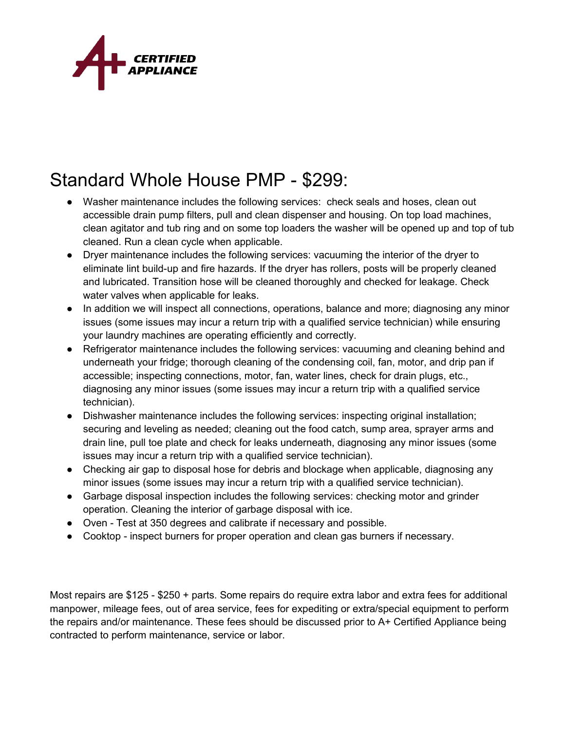**CERTIFIED APPLIANCE**

# Standard Whole House PMP - $299:

- Washer maintenance includes the following services: check seals and hoses, clean out accessible drain pump filters, pull and clean dispenser and housing. On top load machines, clean agitator and tub ring and on some top loaders the washer will be opened up and top of tub cleaned. Run a clean cycle when applicable.
- Dryer maintenance includes the following services: vacuuming the interior of the dryer to eliminate lint build-up and fire hazards. If the dryer has rollers, posts will be properly cleaned and lubricated. Transition hose will be cleaned thoroughly and checked for leakage. Check water valves when applicable for leaks.
- In addition we will inspect all connections, operations, balance and more; diagnosing any minor issues (some issues may incur a return trip with a qualified service technician) while ensuring your laundry machines are operating efficiently and correctly.
- Refrigerator maintenance includes the following services: vacuuming and cleaning behind and underneath your fridge; thorough cleaning of the condensing coil, fan, motor, and drip pan if accessible; inspecting connections, motor, fan, water lines, check for drain plugs, etc., diagnosing any minor issues (some issues may incur a return trip with a qualified service technician).
- Dishwasher maintenance includes the following services: inspecting original installation; securing and leveling as needed; cleaning out the food catch, sump area, sprayer arms and drain line, pull toe plate and check for leaks underneath, diagnosing any minor issues (some issues may incur a return trip with a qualified service technician).
- Checking air gap to disposal hose for debris and blockage when applicable, diagnosing any minor issues (some issues may incur a return trip with a qualified service technician).
- Garbage disposal inspection includes the following services: checking motor and grinder operation. Cleaning the interior of garbage disposal with ice.
- Oven - Test at 350 degrees and calibrate if necessary and possible.
- Cooktop - inspect burners for proper operation and clean gas burners if necessary.

Most repairs are $125 - $250 + parts. Some repairs do require extra labor and extra fees for additional manpower, mileage fees, out of area service, fees for expediting or extra/special equipment to perform the repairs and/or maintenance. These fees should be discussed prior to A+ Certified Appliance being contracted to perform maintenance, service or labor.